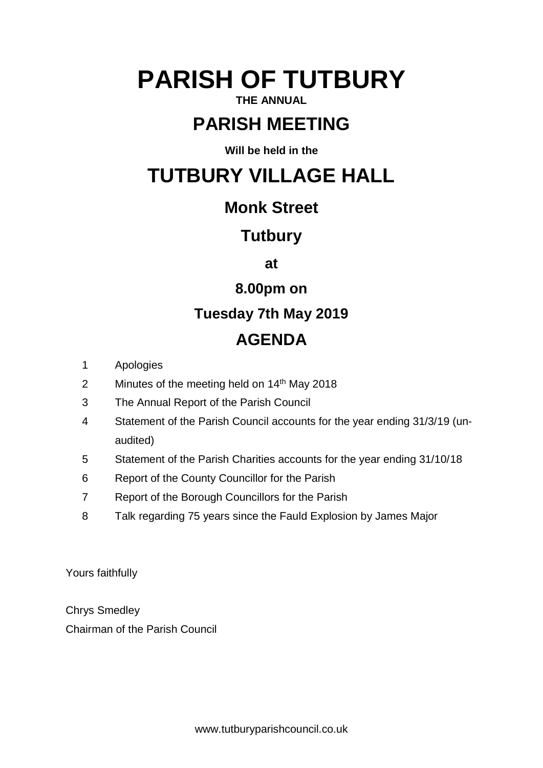# PARISH OF TUTBURY

**THE ANNUAL**

## PARISH MEETING

**Will be held in the**

# TUTBURY VILLAGE HALL

### Monk Street

### Tutbury

### at

### 8.00pm on

### Tuesday 7th May 2019

## AGENDA

1. Apologies
2. Minutes of the meeting held on 14th May 2018
3. The Annual Report of the Parish Council
4. Statement of the Parish Council accounts for the year ending 31/3/19 (un-audited)
5. Statement of the Parish Charities accounts for the year ending 31/10/18
6. Report of the County Councillor for the Parish
7. Report of the Borough Councillors for the Parish
8. Talk regarding 75 years since the Fauld Explosion by James Major

Yours faithfully

Chrys Smedley
Chairman of the Parish Council

www.tutburyparishcouncil.co.uk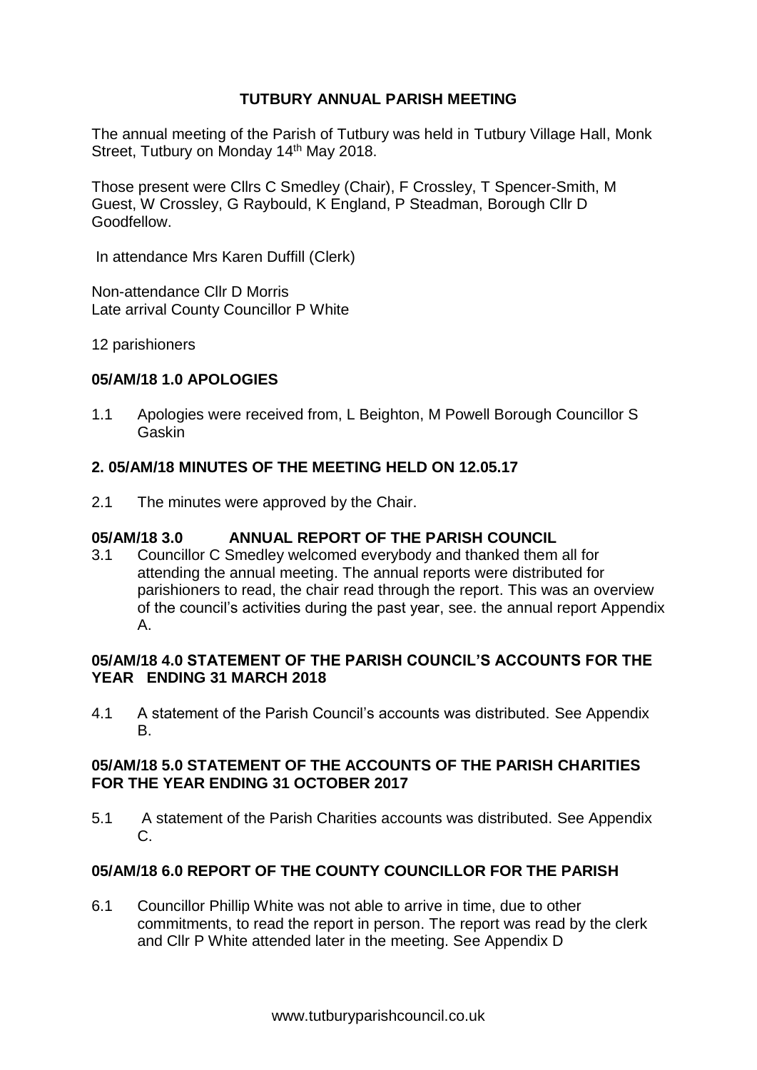# TUTBURY ANNUAL PARISH MEETING

The annual meeting of the Parish of Tutbury was held in Tutbury Village Hall, Monk Street, Tutbury on Monday 14th May 2018.

Those present were Cllrs C Smedley (Chair), F Crossley, T Spencer-Smith, M Guest, W Crossley, G Raybould, K England, P Steadman, Borough Cllr D Goodfellow.

In attendance Mrs Karen Duffill (Clerk)

Non-attendance Cllr D Morris
Late arrival County Councillor P White

12 parishioners

## 05/AM/18 1.0 APOLOGIES

1.1 Apologies were received from, L Beighton, M Powell Borough Councillor S Gaskin

## 2. 05/AM/18 MINUTES OF THE MEETING HELD ON 12.05.17

2.1 The minutes were approved by the Chair.

## 05/AM/18 3.0 ANNUAL REPORT OF THE PARISH COUNCIL

3.1 Councillor C Smedley welcomed everybody and thanked them all for attending the annual meeting. The annual reports were distributed for parishioners to read, the chair read through the report. This was an overview of the council's activities during the past year, see. the annual report Appendix A.

## 05/AM/18 4.0 STATEMENT OF THE PARISH COUNCIL'S ACCOUNTS FOR THE YEAR ENDING 31 MARCH 2018

4.1 A statement of the Parish Council's accounts was distributed. See Appendix B.

## 05/AM/18 5.0 STATEMENT OF THE ACCOUNTS OF THE PARISH CHARITIES FOR THE YEAR ENDING 31 OCTOBER 2017

5.1 A statement of the Parish Charities accounts was distributed. See Appendix C.

## 05/AM/18 6.0 REPORT OF THE COUNTY COUNCILLOR FOR THE PARISH

6.1 Councillor Phillip White was not able to arrive in time, due to other commitments, to read the report in person. The report was read by the clerk and Cllr P White attended later in the meeting. See Appendix D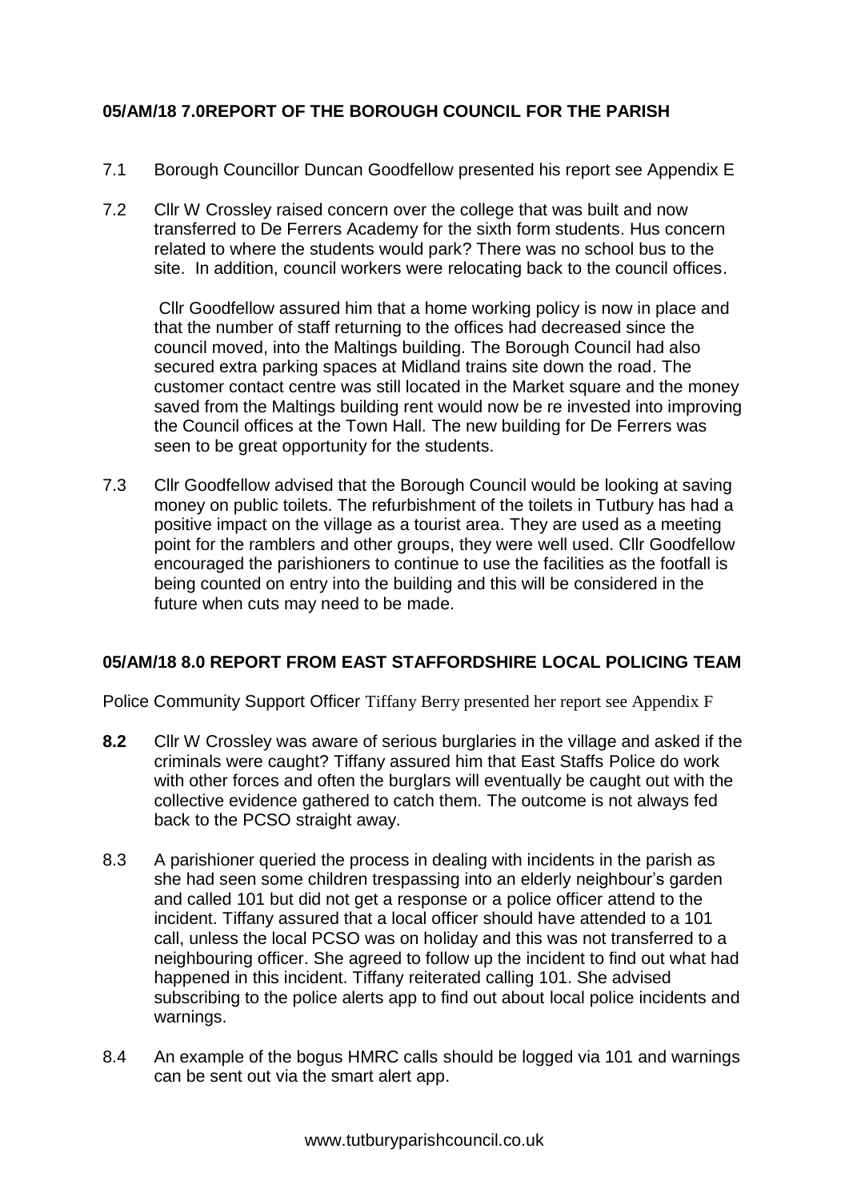## 05/AM/18 7.0REPORT OF THE BOROUGH COUNCIL FOR THE PARISH

7.1 Borough Councillor Duncan Goodfellow presented his report see Appendix E

7.2 Cllr W Crossley raised concern over the college that was built and now transferred to De Ferrers Academy for the sixth form students. Hus concern related to where the students would park? There was no school bus to the site. In addition, council workers were relocating back to the council offices.

Cllr Goodfellow assured him that a home working policy is now in place and that the number of staff returning to the offices had decreased since the council moved, into the Maltings building. The Borough Council had also secured extra parking spaces at Midland trains site down the road. The customer contact centre was still located in the Market square and the money saved from the Maltings building rent would now be re invested into improving the Council offices at the Town Hall. The new building for De Ferrers was seen to be great opportunity for the students.

7.3 Cllr Goodfellow advised that the Borough Council would be looking at saving money on public toilets. The refurbishment of the toilets in Tutbury has had a positive impact on the village as a tourist area. They are used as a meeting point for the ramblers and other groups, they were well used. Cllr Goodfellow encouraged the parishioners to continue to use the facilities as the footfall is being counted on entry into the building and this will be considered in the future when cuts may need to be made.

## 05/AM/18 8.0 REPORT FROM EAST STAFFORDSHIRE LOCAL POLICING TEAM

Police Community Support Officer Tiffany Berry presented her report see Appendix F

**8.2** Cllr W Crossley was aware of serious burglaries in the village and asked if the criminals were caught? Tiffany assured him that East Staffs Police do work with other forces and often the burglars will eventually be caught out with the collective evidence gathered to catch them. The outcome is not always fed back to the PCSO straight away.

8.3 A parishioner queried the process in dealing with incidents in the parish as she had seen some children trespassing into an elderly neighbour's garden and called 101 but did not get a response or a police officer attend to the incident. Tiffany assured that a local officer should have attended to a 101 call, unless the local PCSO was on holiday and this was not transferred to a neighbouring officer. She agreed to follow up the incident to find out what had happened in this incident. Tiffany reiterated calling 101. She advised subscribing to the police alerts app to find out about local police incidents and warnings.

8.4 An example of the bogus HMRC calls should be logged via 101 and warnings can be sent out via the smart alert app.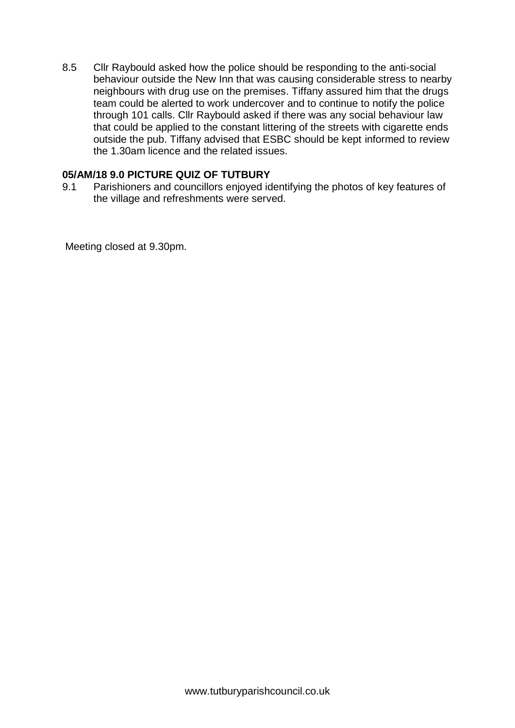8.5 Cllr Raybould asked how the police should be responding to the anti-social behaviour outside the New Inn that was causing considerable stress to nearby neighbours with drug use on the premises. Tiffany assured him that the drugs team could be alerted to work undercover and to continue to notify the police through 101 calls. Cllr Raybould asked if there was any social behaviour law that could be applied to the constant littering of the streets with cigarette ends outside the pub. Tiffany advised that ESBC should be kept informed to review the 1.30am licence and the related issues.

**05/AM/18 9.0 PICTURE QUIZ OF TUTBURY**

9.1 Parishioners and councillors enjoyed identifying the photos of key features of the village and refreshments were served.

Meeting closed at 9.30pm.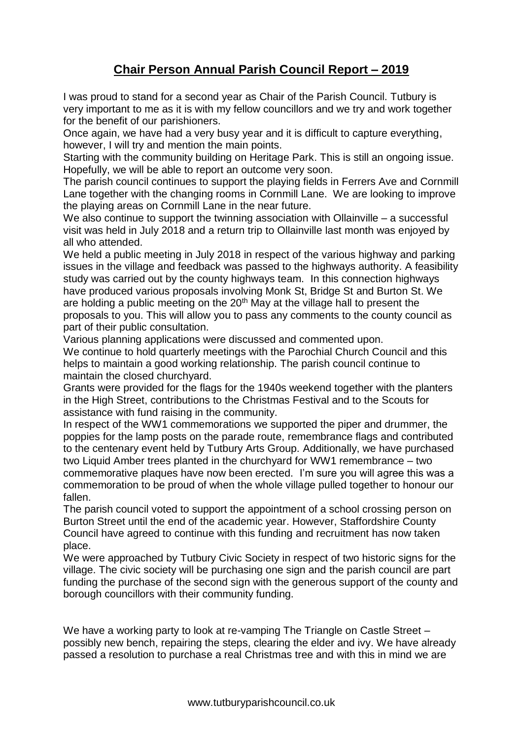# Chair Person Annual Parish Council Report – 2019

I was proud to stand for a second year as Chair of the Parish Council. Tutbury is very important to me as it is with my fellow councillors and we try and work together for the benefit of our parishioners.

Once again, we have had a very busy year and it is difficult to capture everything, however, I will try and mention the main points.

Starting with the community building on Heritage Park. This is still an ongoing issue. Hopefully, we will be able to report an outcome very soon.

The parish council continues to support the playing fields in Ferrers Ave and Cornmill Lane together with the changing rooms in Cornmill Lane. We are looking to improve the playing areas on Cornmill Lane in the near future.

We also continue to support the twinning association with Ollainville – a successful visit was held in July 2018 and a return trip to Ollainville last month was enjoyed by all who attended.

We held a public meeting in July 2018 in respect of the various highway and parking issues in the village and feedback was passed to the highways authority. A feasibility study was carried out by the county highways team. In this connection highways have produced various proposals involving Monk St, Bridge St and Burton St. We are holding a public meeting on the 20th May at the village hall to present the proposals to you. This will allow you to pass any comments to the county council as part of their public consultation.

Various planning applications were discussed and commented upon.

We continue to hold quarterly meetings with the Parochial Church Council and this helps to maintain a good working relationship. The parish council continue to maintain the closed churchyard.

Grants were provided for the flags for the 1940s weekend together with the planters in the High Street, contributions to the Christmas Festival and to the Scouts for assistance with fund raising in the community.

In respect of the WW1 commemorations we supported the piper and drummer, the poppies for the lamp posts on the parade route, remembrance flags and contributed to the centenary event held by Tutbury Arts Group. Additionally, we have purchased two Liquid Amber trees planted in the churchyard for WW1 remembrance – two commemorative plaques have now been erected. I'm sure you will agree this was a commemoration to be proud of when the whole village pulled together to honour our fallen.

The parish council voted to support the appointment of a school crossing person on Burton Street until the end of the academic year. However, Staffordshire County Council have agreed to continue with this funding and recruitment has now taken place.

We were approached by Tutbury Civic Society in respect of two historic signs for the village. The civic society will be purchasing one sign and the parish council are part funding the purchase of the second sign with the generous support of the county and borough councillors with their community funding.

We have a working party to look at re-vamping The Triangle on Castle Street – possibly new bench, repairing the steps, clearing the elder and ivy. We have already passed a resolution to purchase a real Christmas tree and with this in mind we are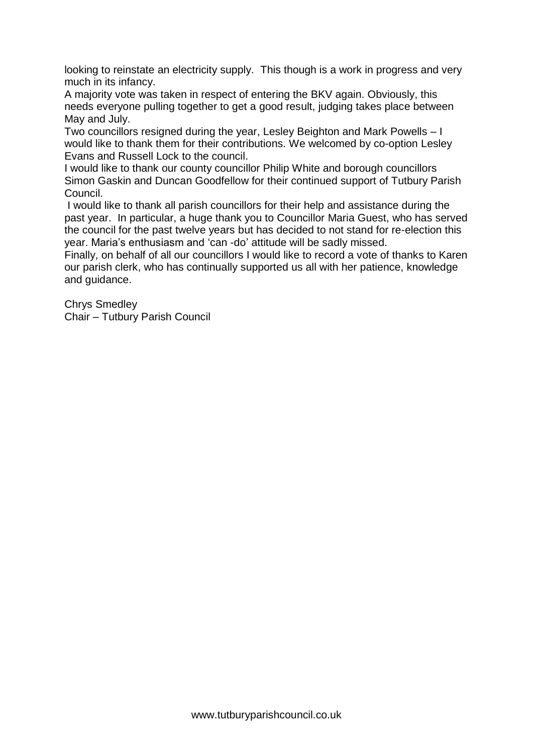looking to reinstate an electricity supply. This though is a work in progress and very much in its infancy.

A majority vote was taken in respect of entering the BKV again. Obviously, this needs everyone pulling together to get a good result, judging takes place between May and July.

Two councillors resigned during the year, Lesley Beighton and Mark Powells – I would like to thank them for their contributions. We welcomed by co-option Lesley Evans and Russell Lock to the council.

I would like to thank our county councillor Philip White and borough councillors Simon Gaskin and Duncan Goodfellow for their continued support of Tutbury Parish Council.

I would like to thank all parish councillors for their help and assistance during the past year. In particular, a huge thank you to Councillor Maria Guest, who has served the council for the past twelve years but has decided to not stand for re-election this year. Maria's enthusiasm and 'can -do' attitude will be sadly missed.

Finally, on behalf of all our councillors I would like to record a vote of thanks to Karen our parish clerk, who has continually supported us all with her patience, knowledge and guidance.

Chrys Smedley
Chair – Tutbury Parish Council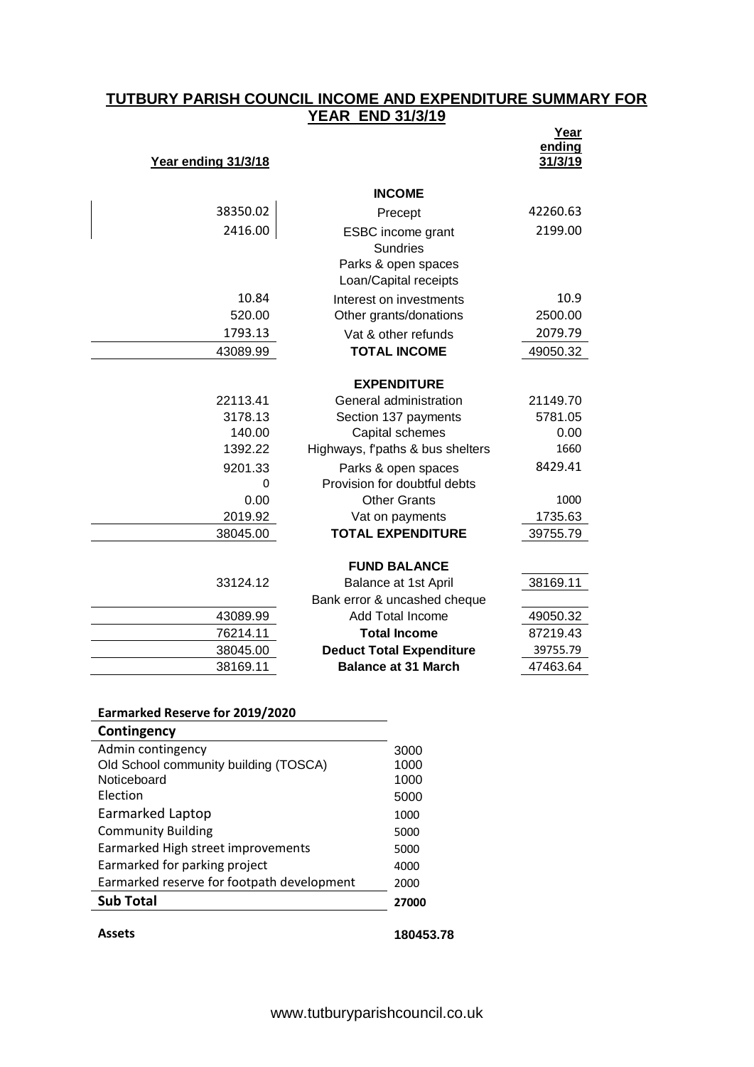## TUTBURY PARISH COUNCIL INCOME AND EXPENDITURE SUMMARY FOR YEAR END 31/3/19

| Year ending 31/3/18 | | Year ending 31/3/19 |
|---|---|---|
| | **INCOME** | |
| 38350.02 | Precept | 42260.63 |
| 2416.00 | ESBC income grant | 2199.00 |
| | Sundries | |
| | Parks & open spaces | |
| | Loan/Capital receipts | |
| 10.84 | Interest on investments | 10.9 |
| 520.00 | Other grants/donations | 2500.00 |
| 1793.13 | Vat & other refunds | 2079.79 |
| 43089.99 | **TOTAL INCOME** | 49050.32 |
| | **EXPENDITURE** | |
| 22113.41 | General administration | 21149.70 |
| 3178.13 | Section 137 payments | 5781.05 |
| 140.00 | Capital schemes | 0.00 |
| 1392.22 | Highways, f'paths & bus shelters | 1660 |
| 9201.33 | Parks & open spaces | 8429.41 |
| 0 | Provision for doubtful debts | |
| 0.00 | Other Grants | 1000 |
| 2019.92 | Vat on payments | 1735.63 |
| 38045.00 | **TOTAL EXPENDITURE** | 39755.79 |
| | **FUND BALANCE** | |
| 33124.12 | Balance at 1st April | 38169.11 |
| | Bank error & uncashed cheque | |
| 43089.99 | Add Total Income | 49050.32 |
| 76214.11 | **Total Income** | 87219.43 |
| 38045.00 | **Deduct Total Expenditure** | 39755.79 |
| 38169.11 | **Balance at 31 March** | 47463.64 |

**Earmarked Reserve for 2019/2020**

| **Contingency** | |
|---|---|
| Admin contingency | 3000 |
| Old School community building (TOSCA) | 1000 |
| Noticeboard | 1000 |
| Election | 5000 |
| Earmarked Laptop | 1000 |
| Community Building | 5000 |
| Earmarked High street improvements | 5000 |
| Earmarked for parking project | 4000 |
| Earmarked reserve for footpath development | 2000 |
| **Sub Total** | **27000** |

**Assets** **180453.78**

www.tutburyparishcouncil.co.uk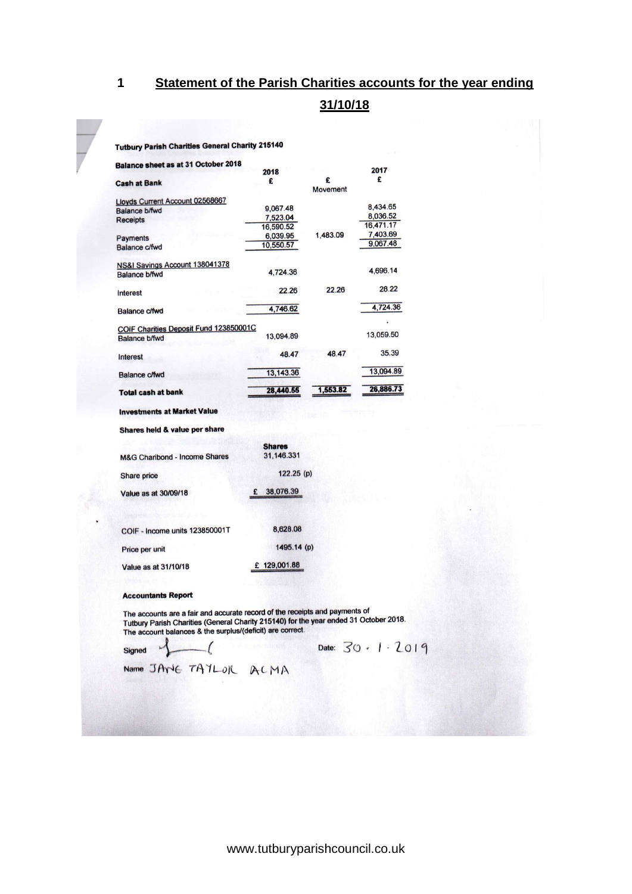# 1 Statement of the Parish Charities accounts for the year ending 31/10/18

**Tutbury Parish Charities General Charity 215140**

**Balance sheet as at 31 October 2018**

| **Cash at Bank** | 2018 £ | £ Movement | 2017 £ |
|---|---|---|---|
| Lloyds Current Account 02568667 | | | |
| Balance b/fwd | 9,067.48 | | 8,434.65 |
| Receipts | 7,523.04 | | 8,036.52 |
| | 16,590.52 | | 16,471.17 |
| Payments | 6,039.95 | 1,483.09 | 7,403.69 |
| Balance c/fwd | 10,550.57 | | 9,067.48 |
| NS&I Savings Account 138041378 | | | |
| Balance b/fwd | 4,724.36 | | 4,696.14 |
| Interest | 22.26 | 22.26 | 28.22 |
| Balance c/fwd | 4,746.62 | | 4,724.36 |
| COIF Charities Deposit Fund 123850001C | | | |
| Balance b/fwd | 13,094.89 | | 13,059.50 |
| Interest | 48.47 | 48.47 | 35.39 |
| Balance c/fwd | 13,143.36 | | 13,094.89 |
| **Total cash at bank** | **28,440.55** | **1,553.82** | **26,886.73** |

**Investments at Market Value**

**Shares held & value per share**

| | **Shares** |
|---|---|
| M&G Charibond - Income Shares | 31,146.331 |
| Share price | 122.25 (p) |
| Value as at 30/09/18 | £ 38,076.39 |
| COIF - Income units 123850001T | 8,628.08 |
| Price per unit | 1495.14 (p) |
| Value as at 31/10/18 | £ 129,001.88 |

**Accountants Report**

The accounts are a fair and accurate record of the receipts and payments of Tutbury Parish Charities (General Charity 215140) for the year ended 31 October 2018. The account balances & the surplus/(deficit) are correct.

Signed [signature] Date: 30 · 1 · 2019

Name JANE TAYLOR ACMA

www.tutburyparishcouncil.co.uk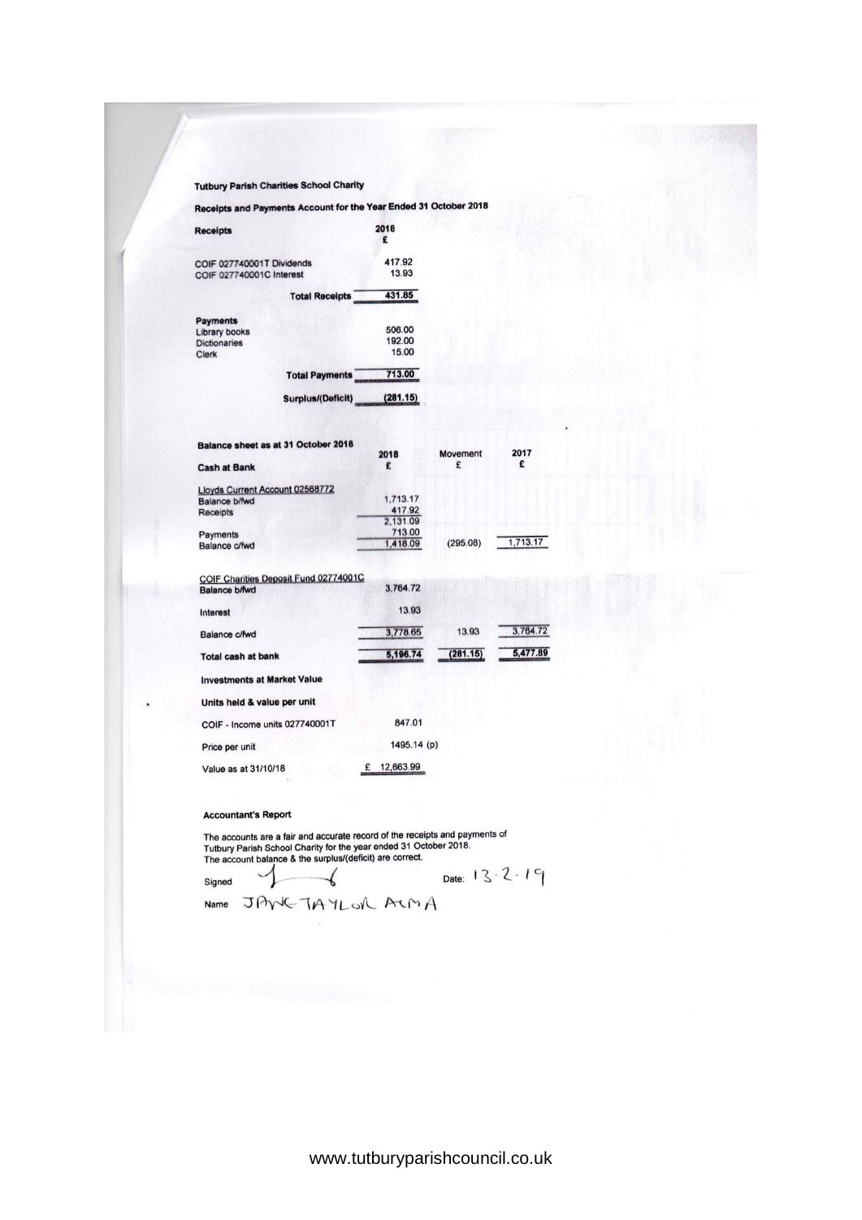**Tutbury Parish Charities School Charity**

**Receipts and Payments Account for the Year Ended 31 October 2018**

| Receipts | 2018 £ |
|---|---|
| COIF 027740001T Dividends | 417.92 |
| COIF 027740001C Interest | 13.93 |
| **Total Receipts** | 431.85 |
| **Payments** | |
| Library books | 506.00 |
| Dictionaries | 192.00 |
| Clerk | 15.00 |
| **Total Payments** | 713.00 |
| **Surplus/(Deficit)** | (281.15) |

**Balance sheet as at 31 October 2018**

| Cash at Bank | 2018 £ | Movement £ | 2017 £ |
|---|---|---|---|
| Lloyds Current Account 02568772 | | | |
| Balance b/fwd | 1,713.17 | | |
| Receipts | 417.92 | | |
| | 2,131.09 | | |
| Payments | 713.00 | | |
| Balance c/fwd | 1,418.09 | (295.08) | 1,713.17 |
| COIF Charities Deposit Fund 02774001C | | | |
| Balance b/fwd | 3,764.72 | | |
| Interest | 13.93 | | |
| Balance c/fwd | 3,778.65 | 13.93 | 3,764.72 |
| **Total cash at bank** | 5,196.74 | (281.15) | 5,477.89 |

**Investments at Market Value**

**Units held & value per unit**

| | |
|---|---|
| COIF - Income units 027740001T | 847.01 |
| Price per unit | 1495.14 (p) |
| Value as at 31/10/18 | £ 12,663.99 |

**Accountant's Report**

The accounts are a fair and accurate record of the receipts and payments of Tutbury Parish School Charity for the year ended 31 October 2018.
The account balance & the surplus/(deficit) are correct.

Signed [signature] Date: 13.2.19

Name JANE TAYLOR ACMA

www.tutburyparishcouncil.co.uk